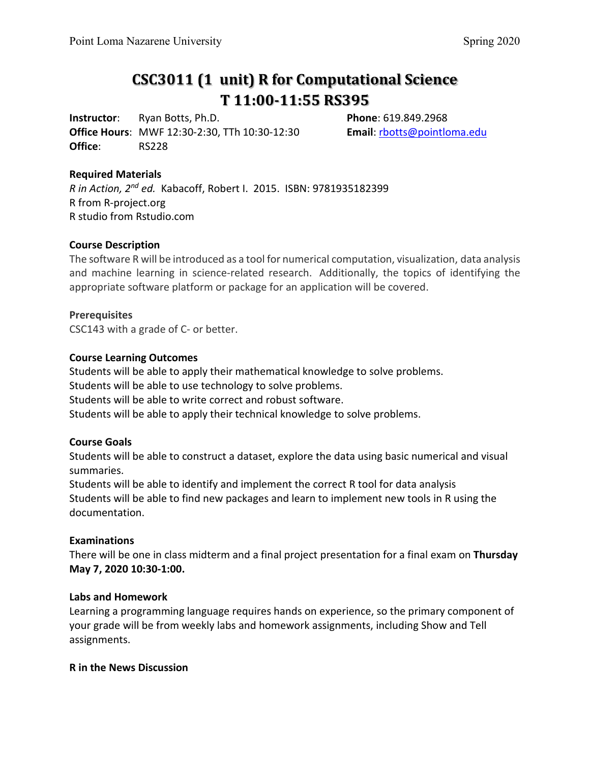# CSC3011 (1 unit) R for Computational Science
# T 11:00-11:55 RS395

**Instructor**: Ryan Botts, Ph.D.
**Office Hours**: MWF 12:30-2:30, TTh 10:30-12:30
**Office**: RS228
**Phone**: 619.849.2968
**Email**: rbotts@pointloma.edu

### Required Materials

*R in Action, 2nd ed.* Kabacoff, Robert I. 2015. ISBN: 9781935182399
R from R-project.org
R studio from Rstudio.com

### Course Description

The software R will be introduced as a tool for numerical computation, visualization, data analysis and machine learning in science-related research. Additionally, the topics of identifying the appropriate software platform or package for an application will be covered.

### Prerequisites

CSC143 with a grade of C- or better.

### Course Learning Outcomes

Students will be able to apply their mathematical knowledge to solve problems.
Students will be able to use technology to solve problems.
Students will be able to write correct and robust software.
Students will be able to apply their technical knowledge to solve problems.

### Course Goals

Students will be able to construct a dataset, explore the data using basic numerical and visual summaries.
Students will be able to identify and implement the correct R tool for data analysis
Students will be able to find new packages and learn to implement new tools in R using the documentation.

### Examinations

There will be one in class midterm and a final project presentation for a final exam on **Thursday May 7, 2020 10:30-1:00.**

### Labs and Homework

Learning a programming language requires hands on experience, so the primary component of your grade will be from weekly labs and homework assignments, including Show and Tell assignments.

### R in the News Discussion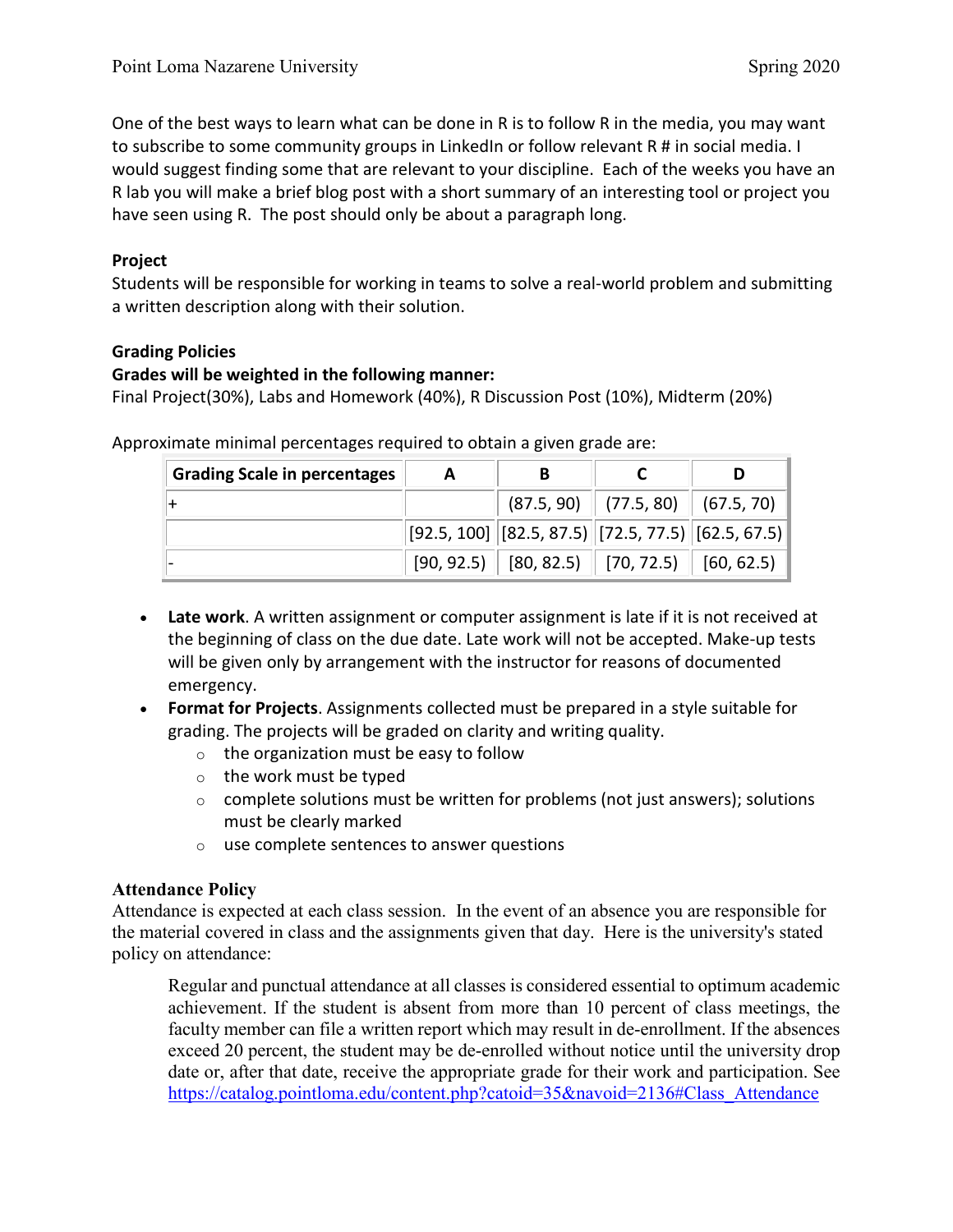One of the best ways to learn what can be done in R is to follow R in the media, you may want to subscribe to some community groups in LinkedIn or follow relevant R # in social media. I would suggest finding some that are relevant to your discipline. Each of the weeks you have an R lab you will make a brief blog post with a short summary of an interesting tool or project you have seen using R. The post should only be about a paragraph long.

**Project**

Students will be responsible for working in teams to solve a real-world problem and submitting a written description along with their solution.

**Grading Policies**

**Grades will be weighted in the following manner:**

Final Project(30%), Labs and Homework (40%), R Discussion Post (10%), Midterm (20%)

Approximate minimal percentages required to obtain a given grade are:

| Grading Scale in percentages | A | B | C | D |
|---|---|---|---|---|
| + | | (87.5, 90) | (77.5, 80) | (67.5, 70) |
| | [92.5, 100] | [82.5, 87.5) | [72.5, 77.5) | [62.5, 67.5) |
| - | [90, 92.5) | [80, 82.5) | [70, 72.5) | [60, 62.5) |

- **Late work**. A written assignment or computer assignment is late if it is not received at the beginning of class on the due date. Late work will not be accepted. Make-up tests will be given only by arrangement with the instructor for reasons of documented emergency.
- **Format for Projects**. Assignments collected must be prepared in a style suitable for grading. The projects will be graded on clarity and writing quality.
  - the organization must be easy to follow
  - the work must be typed
  - complete solutions must be written for problems (not just answers); solutions must be clearly marked
  - use complete sentences to answer questions

**Attendance Policy**

Attendance is expected at each class session. In the event of an absence you are responsible for the material covered in class and the assignments given that day. Here is the university's stated policy on attendance:

> Regular and punctual attendance at all classes is considered essential to optimum academic achievement. If the student is absent from more than 10 percent of class meetings, the faculty member can file a written report which may result in de-enrollment. If the absences exceed 20 percent, the student may be de-enrolled without notice until the university drop date or, after that date, receive the appropriate grade for their work and participation. See https://catalog.pointloma.edu/content.php?catoid=35&navoid=2136#Class_Attendance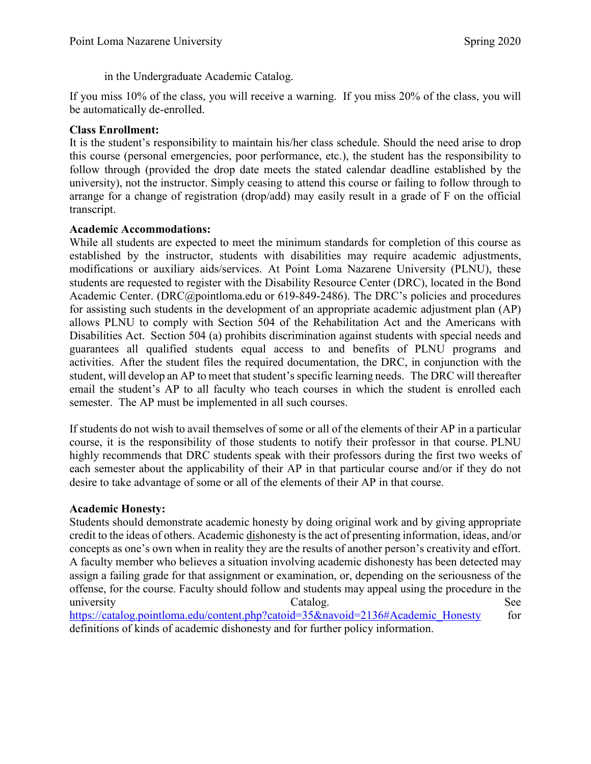in the Undergraduate Academic Catalog.

If you miss 10% of the class, you will receive a warning. If you miss 20% of the class, you will be automatically de-enrolled.

**Class Enrollment:**
It is the student's responsibility to maintain his/her class schedule. Should the need arise to drop this course (personal emergencies, poor performance, etc.), the student has the responsibility to follow through (provided the drop date meets the stated calendar deadline established by the university), not the instructor. Simply ceasing to attend this course or failing to follow through to arrange for a change of registration (drop/add) may easily result in a grade of F on the official transcript.

**Academic Accommodations:**
While all students are expected to meet the minimum standards for completion of this course as established by the instructor, students with disabilities may require academic adjustments, modifications or auxiliary aids/services. At Point Loma Nazarene University (PLNU), these students are requested to register with the Disability Resource Center (DRC), located in the Bond Academic Center. (DRC@pointloma.edu or 619-849-2486). The DRC's policies and procedures for assisting such students in the development of an appropriate academic adjustment plan (AP) allows PLNU to comply with Section 504 of the Rehabilitation Act and the Americans with Disabilities Act. Section 504 (a) prohibits discrimination against students with special needs and guarantees all qualified students equal access to and benefits of PLNU programs and activities. After the student files the required documentation, the DRC, in conjunction with the student, will develop an AP to meet that student's specific learning needs. The DRC will thereafter email the student's AP to all faculty who teach courses in which the student is enrolled each semester. The AP must be implemented in all such courses.

If students do not wish to avail themselves of some or all of the elements of their AP in a particular course, it is the responsibility of those students to notify their professor in that course. PLNU highly recommends that DRC students speak with their professors during the first two weeks of each semester about the applicability of their AP in that particular course and/or if they do not desire to take advantage of some or all of the elements of their AP in that course.

**Academic Honesty:**
Students should demonstrate academic honesty by doing original work and by giving appropriate credit to the ideas of others. Academic <u>dis</u>honesty is the act of presenting information, ideas, and/or concepts as one's own when in reality they are the results of another person's creativity and effort. A faculty member who believes a situation involving academic dishonesty has been detected may assign a failing grade for that assignment or examination, or, depending on the seriousness of the offense, for the course. Faculty should follow and students may appeal using the procedure in the university Catalog. See https://catalog.pointloma.edu/content.php?catoid=35&navoid=2136#Academic_Honesty for definitions of kinds of academic dishonesty and for further policy information.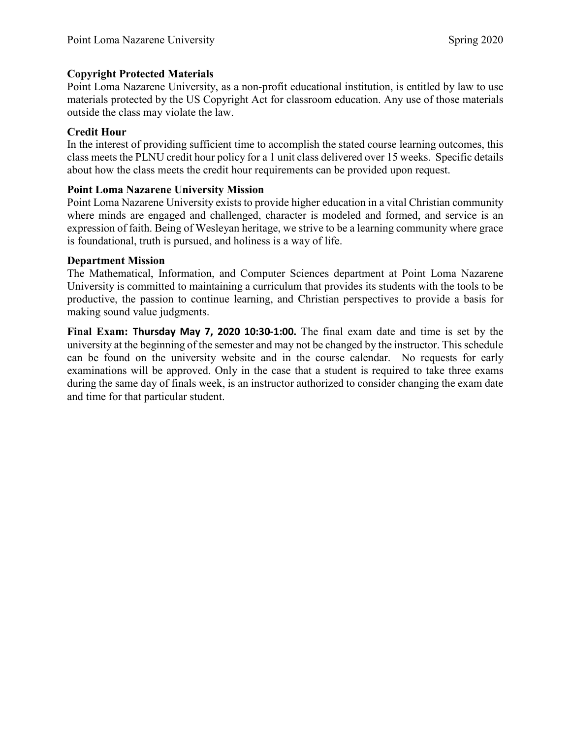**Copyright Protected Materials**
Point Loma Nazarene University, as a non-profit educational institution, is entitled by law to use materials protected by the US Copyright Act for classroom education. Any use of those materials outside the class may violate the law.

**Credit Hour**
In the interest of providing sufficient time to accomplish the stated course learning outcomes, this class meets the PLNU credit hour policy for a 1 unit class delivered over 15 weeks. Specific details about how the class meets the credit hour requirements can be provided upon request.

**Point Loma Nazarene University Mission**
Point Loma Nazarene University exists to provide higher education in a vital Christian community where minds are engaged and challenged, character is modeled and formed, and service is an expression of faith. Being of Wesleyan heritage, we strive to be a learning community where grace is foundational, truth is pursued, and holiness is a way of life.

**Department Mission**
The Mathematical, Information, and Computer Sciences department at Point Loma Nazarene University is committed to maintaining a curriculum that provides its students with the tools to be productive, the passion to continue learning, and Christian perspectives to provide a basis for making sound value judgments.

**Final Exam: Thursday May 7, 2020 10:30-1:00.** The final exam date and time is set by the university at the beginning of the semester and may not be changed by the instructor. This schedule can be found on the university website and in the course calendar. No requests for early examinations will be approved. Only in the case that a student is required to take three exams during the same day of finals week, is an instructor authorized to consider changing the exam date and time for that particular student.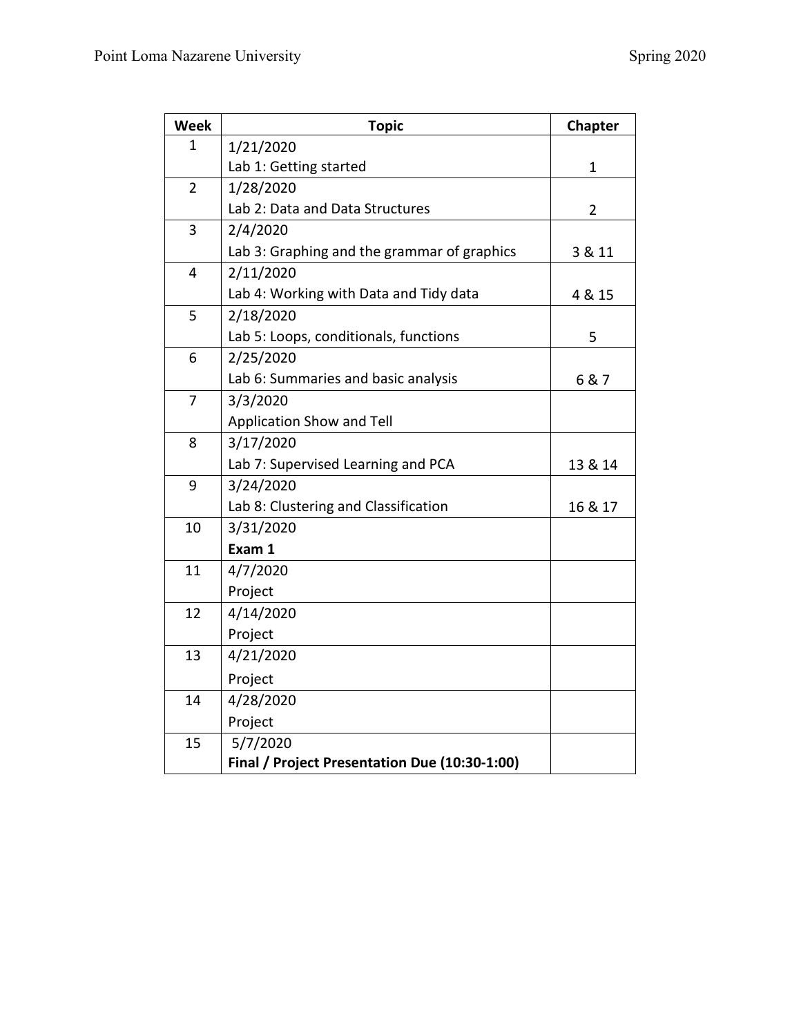| Week | Topic | Chapter |
| --- | --- | --- |
| 1 | 1/21/2020<br>Lab 1: Getting started | 1 |
| 2 | 1/28/2020<br>Lab 2: Data and Data Structures | 2 |
| 3 | 2/4/2020<br>Lab 3: Graphing and the grammar of graphics | 3 & 11 |
| 4 | 2/11/2020<br>Lab 4: Working with Data and Tidy data | 4 & 15 |
| 5 | 2/18/2020<br>Lab 5: Loops, conditionals, functions | 5 |
| 6 | 2/25/2020<br>Lab 6: Summaries and basic analysis | 6 & 7 |
| 7 | 3/3/2020<br>Application Show and Tell | |
| 8 | 3/17/2020<br>Lab 7: Supervised Learning and PCA | 13 & 14 |
| 9 | 3/24/2020<br>Lab 8: Clustering and Classification | 16 & 17 |
| 10 | 3/31/2020<br>**Exam 1** | |
| 11 | 4/7/2020<br>Project | |
| 12 | 4/14/2020<br>Project | |
| 13 | 4/21/2020<br>Project | |
| 14 | 4/28/2020<br>Project | |
| 15 | 5/7/2020<br>**Final / Project Presentation Due (10:30-1:00)** | |